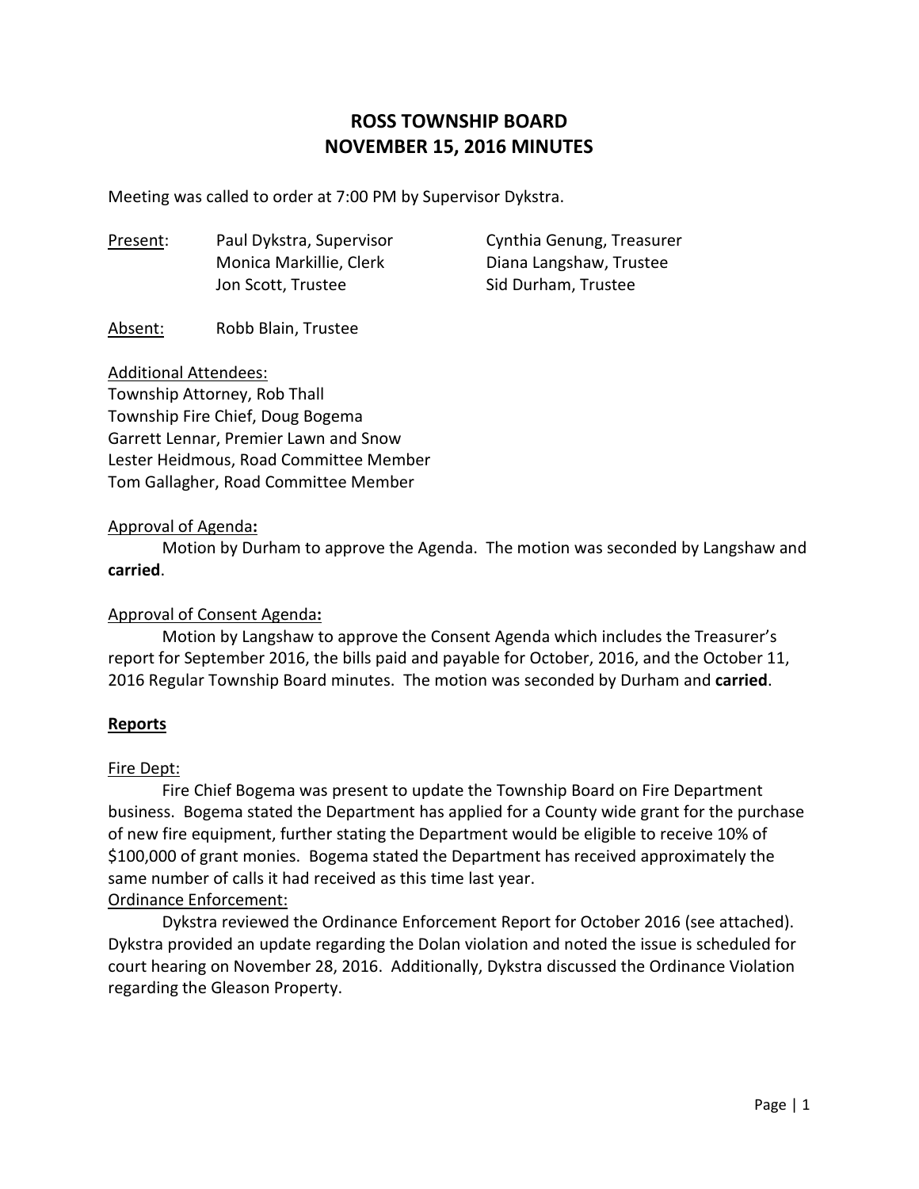# ROSS TOWNSHIP BOARD
# NOVEMBER 15, 2016 MINUTES

Meeting was called to order at 7:00 PM by Supervisor Dykstra.

Present:
- Paul Dykstra, Supervisor
- Cynthia Genung, Treasurer
- Monica Markillie, Clerk
- Diana Langshaw, Trustee
- Jon Scott, Trustee
- Sid Durham, Trustee

Absent: Robb Blain, Trustee

Additional Attendees:
Township Attorney, Rob Thall
Township Fire Chief, Doug Bogema
Garrett Lennar, Premier Lawn and Snow
Lester Heidmous, Road Committee Member
Tom Gallagher, Road Committee Member

Approval of Agenda:

Motion by Durham to approve the Agenda. The motion was seconded by Langshaw and **carried**.

Approval of Consent Agenda:

Motion by Langshaw to approve the Consent Agenda which includes the Treasurer's report for September 2016, the bills paid and payable for October, 2016, and the October 11, 2016 Regular Township Board minutes. The motion was seconded by Durham and **carried**.

## Reports

Fire Dept:

Fire Chief Bogema was present to update the Township Board on Fire Department business. Bogema stated the Department has applied for a County wide grant for the purchase of new fire equipment, further stating the Department would be eligible to receive 10% of $100,000 of grant monies. Bogema stated the Department has received approximately the same number of calls it had received as this time last year.

Ordinance Enforcement:

Dykstra reviewed the Ordinance Enforcement Report for October 2016 (see attached). Dykstra provided an update regarding the Dolan violation and noted the issue is scheduled for court hearing on November 28, 2016. Additionally, Dykstra discussed the Ordinance Violation regarding the Gleason Property.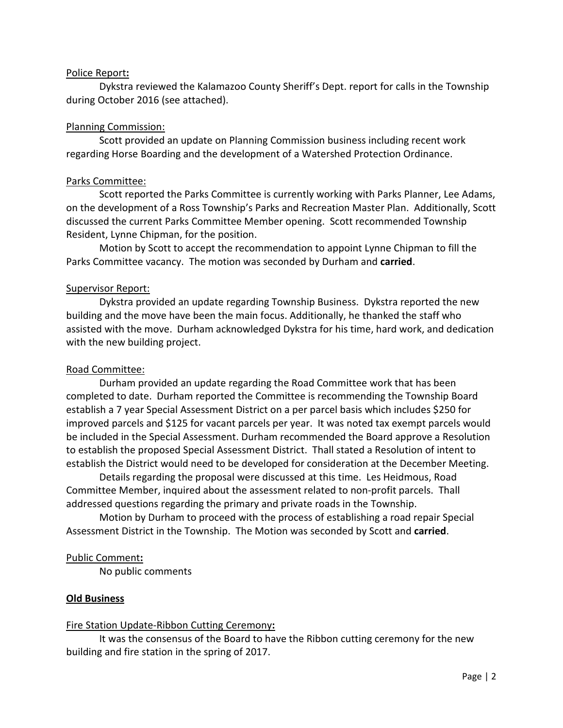Police Report**:**

Dykstra reviewed the Kalamazoo County Sheriff's Dept. report for calls in the Township during October 2016 (see attached).

Planning Commission:

Scott provided an update on Planning Commission business including recent work regarding Horse Boarding and the development of a Watershed Protection Ordinance.

Parks Committee:

Scott reported the Parks Committee is currently working with Parks Planner, Lee Adams, on the development of a Ross Township's Parks and Recreation Master Plan. Additionally, Scott discussed the current Parks Committee Member opening. Scott recommended Township Resident, Lynne Chipman, for the position.

Motion by Scott to accept the recommendation to appoint Lynne Chipman to fill the Parks Committee vacancy. The motion was seconded by Durham and **carried**.

Supervisor Report:

Dykstra provided an update regarding Township Business. Dykstra reported the new building and the move have been the main focus. Additionally, he thanked the staff who assisted with the move. Durham acknowledged Dykstra for his time, hard work, and dedication with the new building project.

Road Committee:

Durham provided an update regarding the Road Committee work that has been completed to date. Durham reported the Committee is recommending the Township Board establish a 7 year Special Assessment District on a per parcel basis which includes $250 for improved parcels and $125 for vacant parcels per year. It was noted tax exempt parcels would be included in the Special Assessment. Durham recommended the Board approve a Resolution to establish the proposed Special Assessment District. Thall stated a Resolution of intent to establish the District would need to be developed for consideration at the December Meeting.

Details regarding the proposal were discussed at this time. Les Heidmous, Road Committee Member, inquired about the assessment related to non-profit parcels. Thall addressed questions regarding the primary and private roads in the Township.

Motion by Durham to proceed with the process of establishing a road repair Special Assessment District in the Township. The Motion was seconded by Scott and **carried**.

Public Comment**:**

No public comments

**Old Business**

Fire Station Update-Ribbon Cutting Ceremony**:**

It was the consensus of the Board to have the Ribbon cutting ceremony for the new building and fire station in the spring of 2017.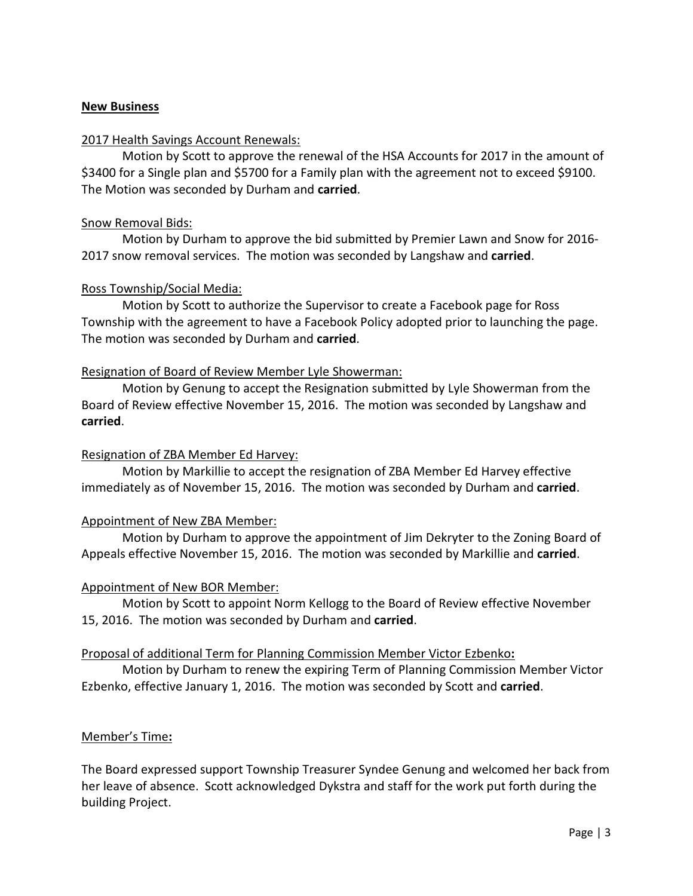## New Business

2017 Health Savings Account Renewals:

Motion by Scott to approve the renewal of the HSA Accounts for 2017 in the amount of $3400 for a Single plan and $5700 for a Family plan with the agreement not to exceed $9100. The Motion was seconded by Durham and **carried**.

Snow Removal Bids:

Motion by Durham to approve the bid submitted by Premier Lawn and Snow for 2016-2017 snow removal services. The motion was seconded by Langshaw and **carried**.

Ross Township/Social Media:

Motion by Scott to authorize the Supervisor to create a Facebook page for Ross Township with the agreement to have a Facebook Policy adopted prior to launching the page. The motion was seconded by Durham and **carried**.

Resignation of Board of Review Member Lyle Showerman:

Motion by Genung to accept the Resignation submitted by Lyle Showerman from the Board of Review effective November 15, 2016. The motion was seconded by Langshaw and **carried**.

Resignation of ZBA Member Ed Harvey:

Motion by Markillie to accept the resignation of ZBA Member Ed Harvey effective immediately as of November 15, 2016. The motion was seconded by Durham and **carried**.

Appointment of New ZBA Member:

Motion by Durham to approve the appointment of Jim Dekryter to the Zoning Board of Appeals effective November 15, 2016. The motion was seconded by Markillie and **carried**.

Appointment of New BOR Member:

Motion by Scott to appoint Norm Kellogg to the Board of Review effective November 15, 2016. The motion was seconded by Durham and **carried**.

Proposal of additional Term for Planning Commission Member Victor Ezbenko**:**

Motion by Durham to renew the expiring Term of Planning Commission Member Victor Ezbenko, effective January 1, 2016. The motion was seconded by Scott and **carried**.

Member's Time**:**

The Board expressed support Township Treasurer Syndee Genung and welcomed her back from her leave of absence. Scott acknowledged Dykstra and staff for the work put forth during the building Project.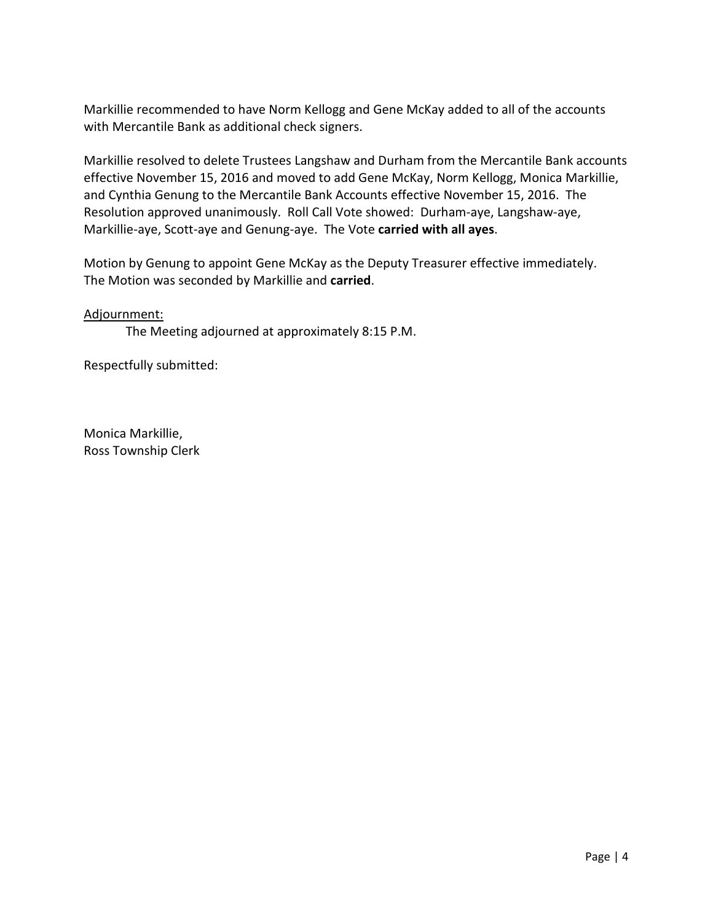Markillie recommended to have Norm Kellogg and Gene McKay added to all of the accounts with Mercantile Bank as additional check signers.

Markillie resolved to delete Trustees Langshaw and Durham from the Mercantile Bank accounts effective November 15, 2016 and moved to add Gene McKay, Norm Kellogg, Monica Markillie, and Cynthia Genung to the Mercantile Bank Accounts effective November 15, 2016. The Resolution approved unanimously. Roll Call Vote showed: Durham-aye, Langshaw-aye, Markillie-aye, Scott-aye and Genung-aye. The Vote **carried with all ayes**.

Motion by Genung to appoint Gene McKay as the Deputy Treasurer effective immediately. The Motion was seconded by Markillie and **carried**.

<u>Adjournment:</u>

The Meeting adjourned at approximately 8:15 P.M.

Respectfully submitted:

Monica Markillie,
Ross Township Clerk